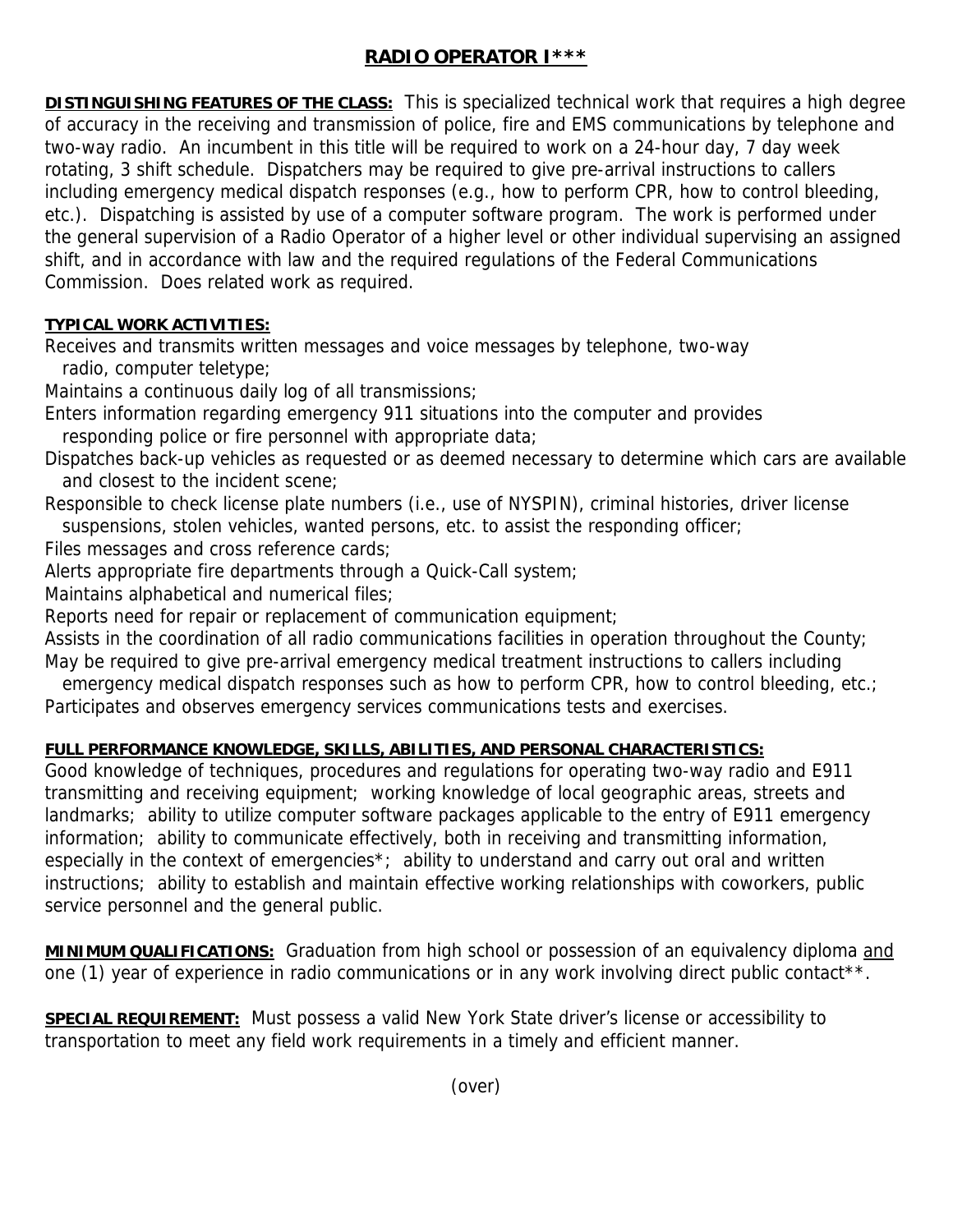# RADIO OPERATOR I***

**DISTINGUISHING FEATURES OF THE CLASS:** This is specialized technical work that requires a high degree of accuracy in the receiving and transmission of police, fire and EMS communications by telephone and two-way radio. An incumbent in this title will be required to work on a 24-hour day, 7 day week rotating, 3 shift schedule. Dispatchers may be required to give pre-arrival instructions to callers including emergency medical dispatch responses (e.g., how to perform CPR, how to control bleeding, etc.). Dispatching is assisted by use of a computer software program. The work is performed under the general supervision of a Radio Operator of a higher level or other individual supervising an assigned shift, and in accordance with law and the required regulations of the Federal Communications Commission. Does related work as required.

**TYPICAL WORK ACTIVITIES:**

Receives and transmits written messages and voice messages by telephone, two-way radio, computer teletype;
Maintains a continuous daily log of all transmissions;
Enters information regarding emergency 911 situations into the computer and provides responding police or fire personnel with appropriate data;
Dispatches back-up vehicles as requested or as deemed necessary to determine which cars are available and closest to the incident scene;
Responsible to check license plate numbers (i.e., use of NYSPIN), criminal histories, driver license suspensions, stolen vehicles, wanted persons, etc. to assist the responding officer;
Files messages and cross reference cards;
Alerts appropriate fire departments through a Quick-Call system;
Maintains alphabetical and numerical files;
Reports need for repair or replacement of communication equipment;
Assists in the coordination of all radio communications facilities in operation throughout the County;
May be required to give pre-arrival emergency medical treatment instructions to callers including emergency medical dispatch responses such as how to perform CPR, how to control bleeding, etc.;
Participates and observes emergency services communications tests and exercises.

**FULL PERFORMANCE KNOWLEDGE, SKILLS, ABILITIES, AND PERSONAL CHARACTERISTICS:**
Good knowledge of techniques, procedures and regulations for operating two-way radio and E911 transmitting and receiving equipment; working knowledge of local geographic areas, streets and landmarks; ability to utilize computer software packages applicable to the entry of E911 emergency information; ability to communicate effectively, both in receiving and transmitting information, especially in the context of emergencies*; ability to understand and carry out oral and written instructions; ability to establish and maintain effective working relationships with coworkers, public service personnel and the general public.

**MINIMUM QUALIFICATIONS:** Graduation from high school or possession of an equivalency diploma and one (1) year of experience in radio communications or in any work involving direct public contact**.

**SPECIAL REQUIREMENT:** Must possess a valid New York State driver's license or accessibility to transportation to meet any field work requirements in a timely and efficient manner.

(over)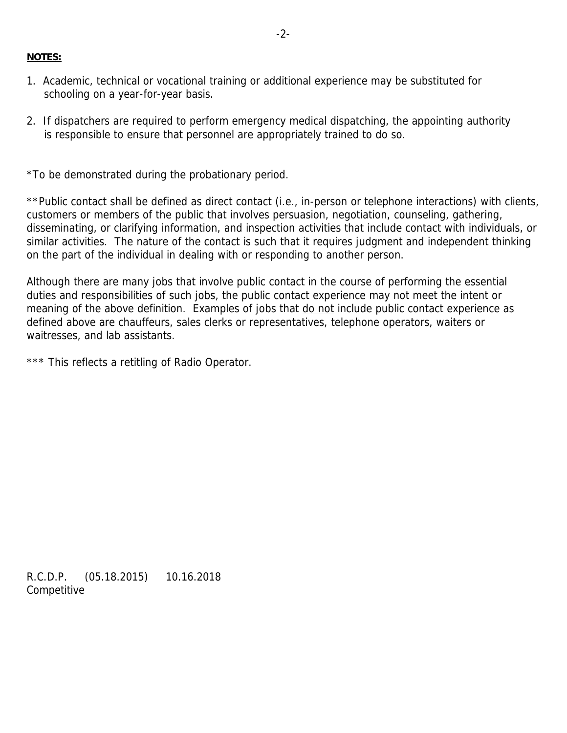**NOTES:**

1. Academic, technical or vocational training or additional experience may be substituted for schooling on a year-for-year basis.

2. If dispatchers are required to perform emergency medical dispatching, the appointing authority is responsible to ensure that personnel are appropriately trained to do so.

*To be demonstrated during the probationary period.

**Public contact shall be defined as direct contact (i.e., in-person or telephone interactions) with clients, customers or members of the public that involves persuasion, negotiation, counseling, gathering, disseminating, or clarifying information, and inspection activities that include contact with individuals, or similar activities. The nature of the contact is such that it requires judgment and independent thinking on the part of the individual in dealing with or responding to another person.

Although there are many jobs that involve public contact in the course of performing the essential duties and responsibilities of such jobs, the public contact experience may not meet the intent or meaning of the above definition. Examples of jobs that <u>do not</u> include public contact experience as defined above are chauffeurs, sales clerks or representatives, telephone operators, waiters or waitresses, and lab assistants.

*** This reflects a retitling of Radio Operator.

R.C.D.P. (05.18.2015) 10.16.2018
Competitive